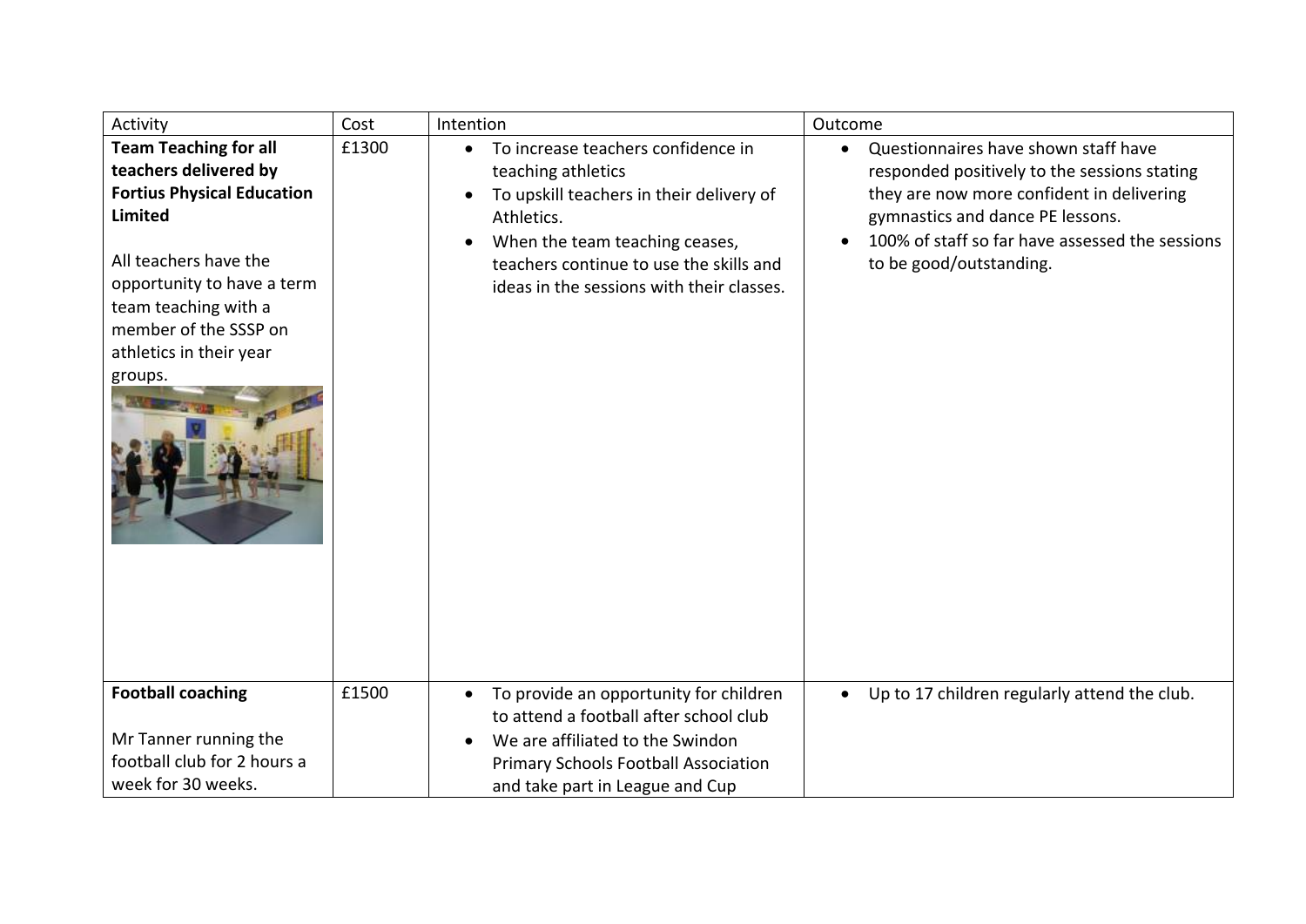| Activity | Cost | Intention | Outcome |
|---|---|---|---|
| **Team Teaching for all teachers delivered by Fortius Physical Education Limited**<br><br>All teachers have the opportunity to have a term team teaching with a member of the SSSP on athletics in their year groups. | £1300 | • To increase teachers confidence in teaching athletics<br>• To upskill teachers in their delivery of Athletics.<br>• When the team teaching ceases, teachers continue to use the skills and ideas in the sessions with their classes. | • Questionnaires have shown staff have responded positively to the sessions stating they are now more confident in delivering gymnastics and dance PE lessons.<br>• 100% of staff so far have assessed the sessions to be good/outstanding. |
| **Football coaching**<br><br>Mr Tanner running the football club for 2 hours a week for 30 weeks. | £1500 | • To provide an opportunity for children to attend a football after school club<br>• We are affiliated to the Swindon Primary Schools Football Association and take part in League and Cup | • Up to 17 children regularly attend the club. |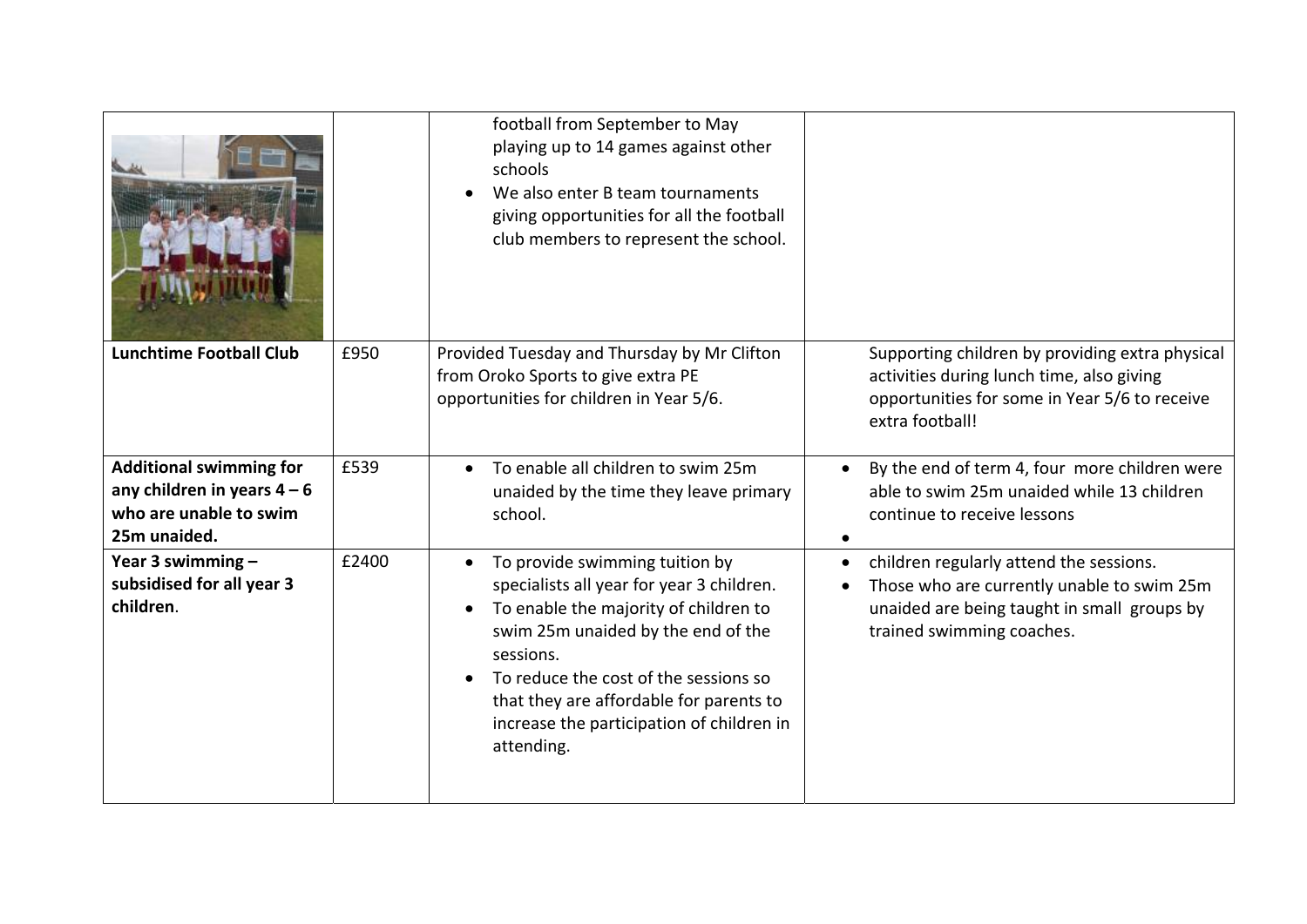|  |  |  |  |
|---|---|---|---|
|  |  | football from September to May playing up to 14 games against other schools<br>• We also enter B team tournaments giving opportunities for all the football club members to represent the school. |  |
| **Lunchtime Football Club** | £950 | Provided Tuesday and Thursday by Mr Clifton from Oroko Sports to give extra PE opportunities for children in Year 5/6. | Supporting children by providing extra physical activities during lunch time, also giving opportunities for some in Year 5/6 to receive extra football! |
| **Additional swimming for any children in years 4 – 6 who are unable to swim 25m unaided.** | £539 | • To enable all children to swim 25m unaided by the time they leave primary school. | • By the end of term 4, four more children were able to swim 25m unaided while 13 children continue to receive lessons<br>• |
| **Year 3 swimming – subsidised for all year 3 children**. | £2400 | • To provide swimming tuition by specialists all year for year 3 children.<br>• To enable the majority of children to swim 25m unaided by the end of the sessions.<br>• To reduce the cost of the sessions so that they are affordable for parents to increase the participation of children in attending. | • children regularly attend the sessions.<br>• Those who are currently unable to swim 25m unaided are being taught in small groups by trained swimming coaches. |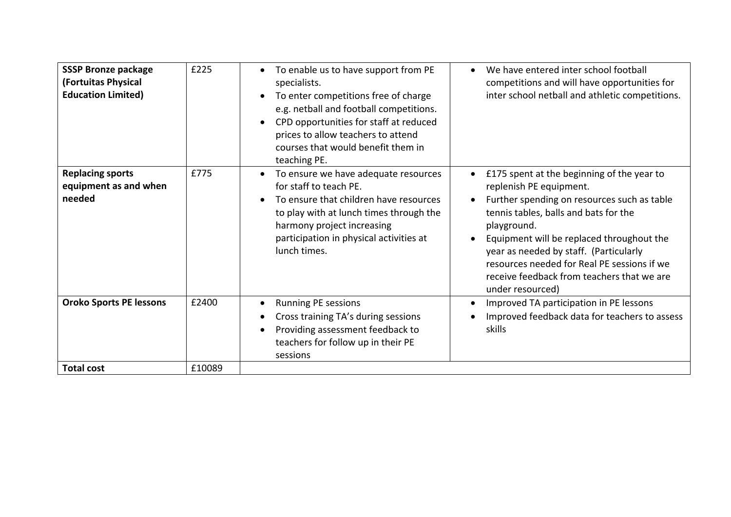| | | | |
|---|---|---|---|
| **SSSP Bronze package (Fortuitas Physical Education Limited)** | £225 | • To enable us to have support from PE specialists.<br>• To enter competitions free of charge e.g. netball and football competitions.<br>• CPD opportunities for staff at reduced prices to allow teachers to attend courses that would benefit them in teaching PE. | • We have entered inter school football competitions and will have opportunities for inter school netball and athletic competitions. |
| **Replacing sports equipment as and when needed** | £775 | • To ensure we have adequate resources for staff to teach PE.<br>• To ensure that children have resources to play with at lunch times through the harmony project increasing participation in physical activities at lunch times. | • £175 spent at the beginning of the year to replenish PE equipment.<br>• Further spending on resources such as table tennis tables, balls and bats for the playground.<br>• Equipment will be replaced throughout the year as needed by staff. (Particularly resources needed for Real PE sessions if we receive feedback from teachers that we are under resourced) |
| **Oroko Sports PE lessons** | £2400 | • Running PE sessions<br>• Cross training TA's during sessions<br>• Providing assessment feedback to teachers for follow up in their PE sessions | • Improved TA participation in PE lessons<br>• Improved feedback data for teachers to assess skills |
| **Total cost** | £10089 | | |